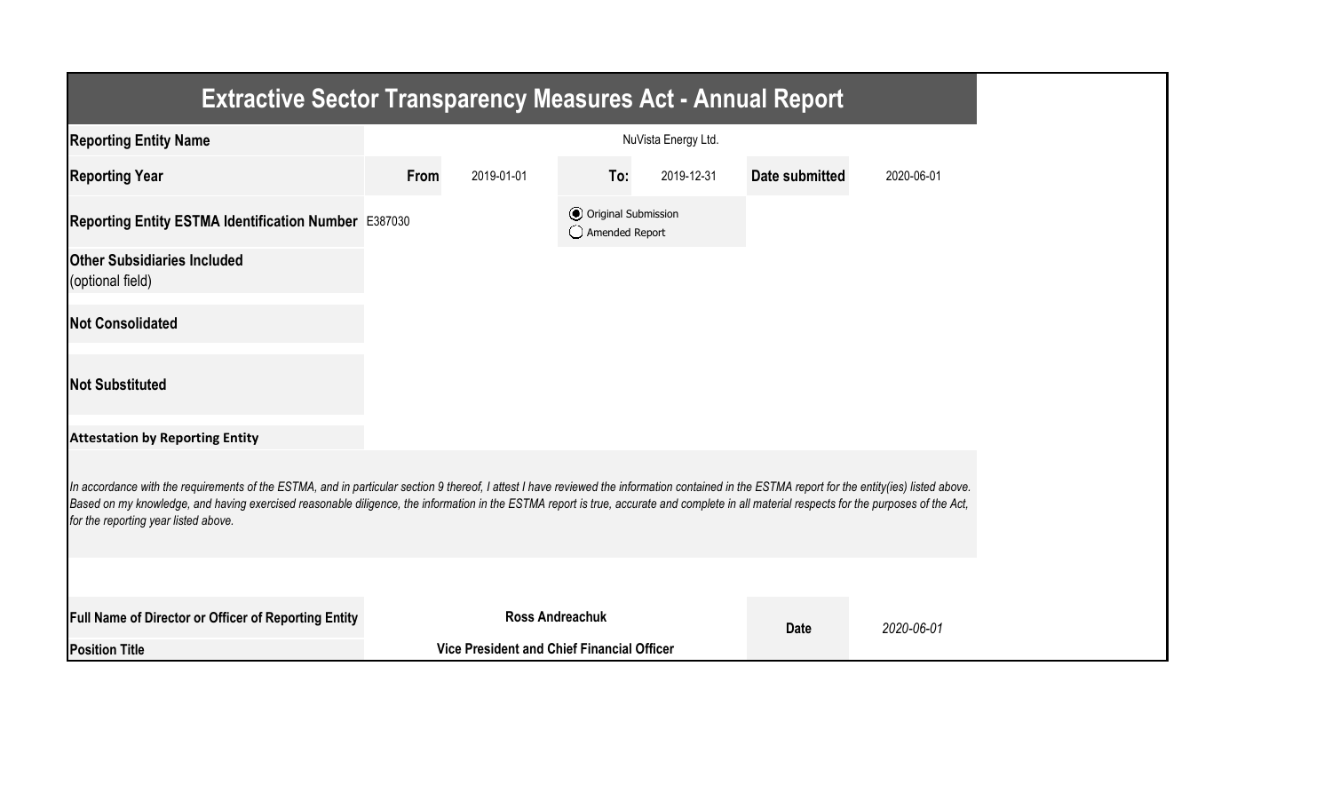# Extractive Sector Transparency Measures Act - Annual Report

| | | | | | | |
|---|---|---|---|---|---|---|
| **Reporting Entity Name** | NuVista Energy Ltd. | | | | | |
| **Reporting Year** | **From** | 2019-01-01 | **To:** | 2019-12-31 | **Date submitted** | 2020-06-01 |
| **Reporting Entity ESTMA Identification Number** | E387030 | | (●) Original Submission<br>( ) Amended Report | | | |
| **Other Subsidiaries Included** (optional field) | | | | | | |
| **Not Consolidated** | | | | | | |
| **Not Substituted** | | | | | | |

**Attestation by Reporting Entity**

*In accordance with the requirements of the ESTMA, and in particular section 9 thereof, I attest I have reviewed the information contained in the ESTMA report for the entity(ies) listed above. Based on my knowledge, and having exercised reasonable diligence, the information in the ESTMA report is true, accurate and complete in all material respects for the purposes of the Act, for the reporting year listed above.*

| | | | |
|---|---|---|---|
| **Full Name of Director or Officer of Reporting Entity** | **Ross Andreachuk** | **Date** | *2020-06-01* |
| **Position Title** | **Vice President and Chief Financial Officer** | | |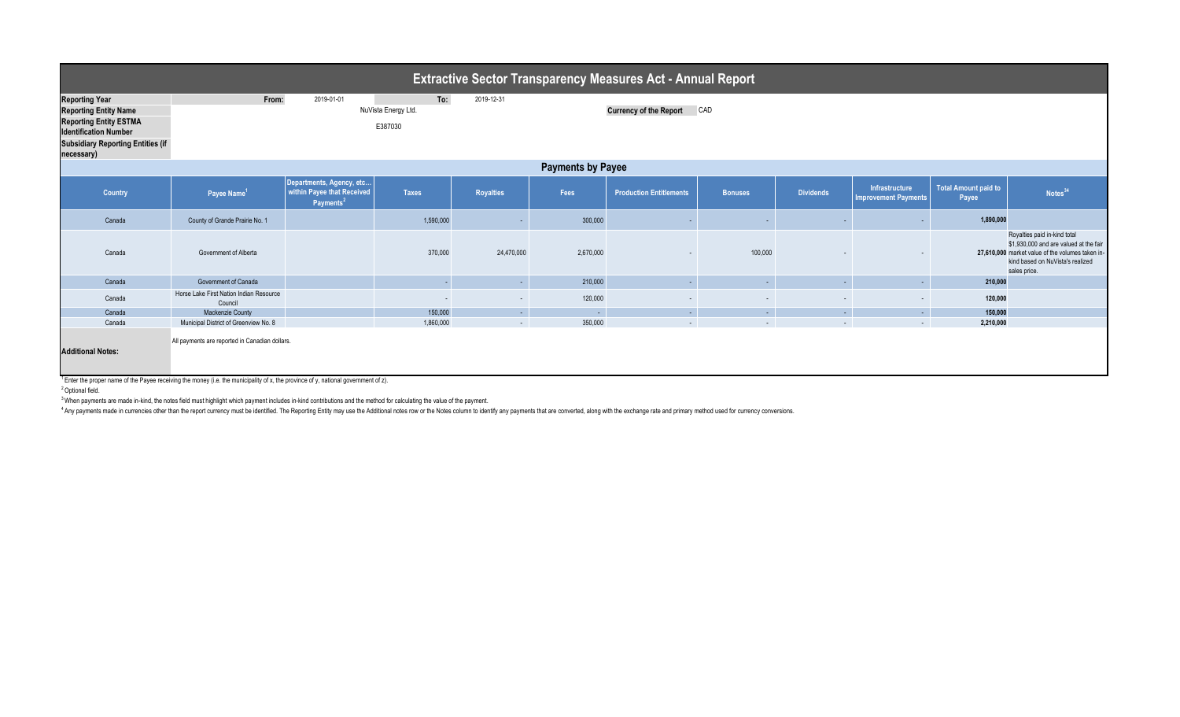# Extractive Sector Transparency Measures Act - Annual Report

| | | | | |
|---|---|---|---|---|
| **Reporting Year** | From: | 2019-01-01 | To: | 2019-12-31 |
| **Reporting Entity Name** | NuVista Energy Ltd. | | **Currency of the Report** | CAD |
| **Reporting Entity ESTMA Identification Number** | E387030 | | | |
| **Subsidiary Reporting Entities (if necessary)** | | | | |

## Payments by Payee

| Country | Payee Name[1] | Departments, Agency, etc... within Payee that Received Payments[2] | Taxes | Royalties | Fees | Production Entitlements | Bonuses | Dividends | Infrastructure Improvement Payments | Total Amount paid to Payee | Notes[34] |
|---|---|---|---|---|---|---|---|---|---|---|---|
| Canada | County of Grande Prairie No. 1 | | 1,590,000 | - | 300,000 | - | - | - | - | **1,890,000** | |
| Canada | Government of Alberta | | 370,000 | 24,470,000 | 2,670,000 | - | 100,000 | - | - | **27,610,000** | Royalties paid in-kind total $1,930,000 and are valued at the fair market value of the volumes taken in-kind based on NuVista's realized sales price. |
| Canada | Government of Canada | | - | - | 210,000 | - | - | - | - | **210,000** | |
| Canada | Horse Lake First Nation Indian Resource Council | | - | - | 120,000 | - | - | - | - | **120,000** | |
| Canada | Mackenzie County | | 150,000 | - | - | - | - | - | - | **150,000** | |
| Canada | Municipal District of Greenview No. 8 | | 1,860,000 | - | 350,000 | - | - | - | - | **2,210,000** | |

**Additional Notes:** All payments are reported in Canadian dollars.

[1] Enter the proper name of the Payee receiving the money (i.e. the municipality of x, the province of y, national government of z).

[2] Optional field.

[3] When payments are made in-kind, the notes field must highlight which payment includes in-kind contributions and the method for calculating the value of the payment.

[4] Any payments made in currencies other than the report currency must be identified. The Reporting Entity may use the Additional notes row or the Notes column to identify any payments that are converted, along with the exchange rate and primary method used for currency conversions.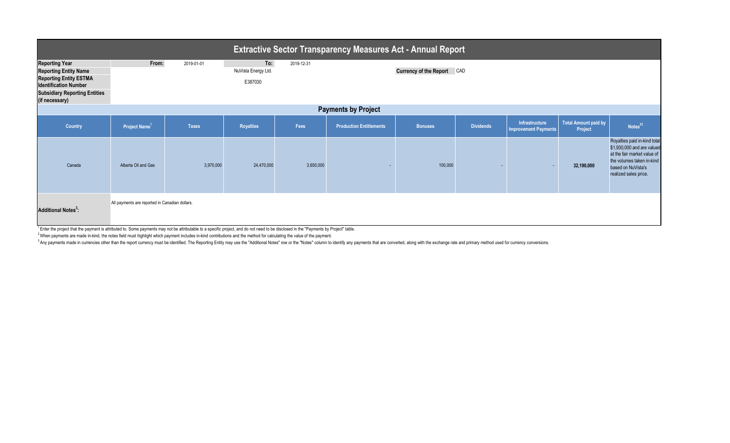# Extractive Sector Transparency Measures Act - Annual Report

| | | | | |
|---|---|---|---|---|
| **Reporting Year** | From: | 2019-01-01 | To: | 2019-12-31 |
| **Reporting Entity Name** | | NuVista Energy Ltd. | | |
| **Reporting Entity ESTMA Identification Number** | | E387030 | | |
| **Subsidiary Reporting Entities (if necessary)** | | | | |

**Currency of the Report** CAD

## Payments by Project

| Country | Project Name[1] | Taxes | Royalties | Fees | Production Entitlements | Bonuses | Dividends | Infrastructure Improvement Payments | Total Amount paid by Project | Notes[23] |
|---|---|---|---|---|---|---|---|---|---|---|
| Canada | Alberta Oil and Gas | 3,970,000 | 24,470,000 | 3,650,000 | - | 100,000 | - | - | **32,190,000** | Royalties paid in-kind total $1,930,000 and are valued at the fair market value of the volumes taken in-kind based on NuVista's realized sales price. |

**Additional Notes[3]:** All payments are reported in Canadian dollars.

[1] Enter the project that the payment is attributed to. Some payments may not be attributable to a specific project, and do not need to be disclosed in the "Payments by Project" table.

[2] When payments are made in-kind, the notes field must highlight which payment includes in-kind contributions and the method for calculating the value of the payment.

[3] Any payments made in currencies other than the report currency must be identified. The Reporting Entity may use the "Additional Notes" row or the "Notes" column to identify any payments that are converted, along with the exchange rate and primary method used for currency conversions.